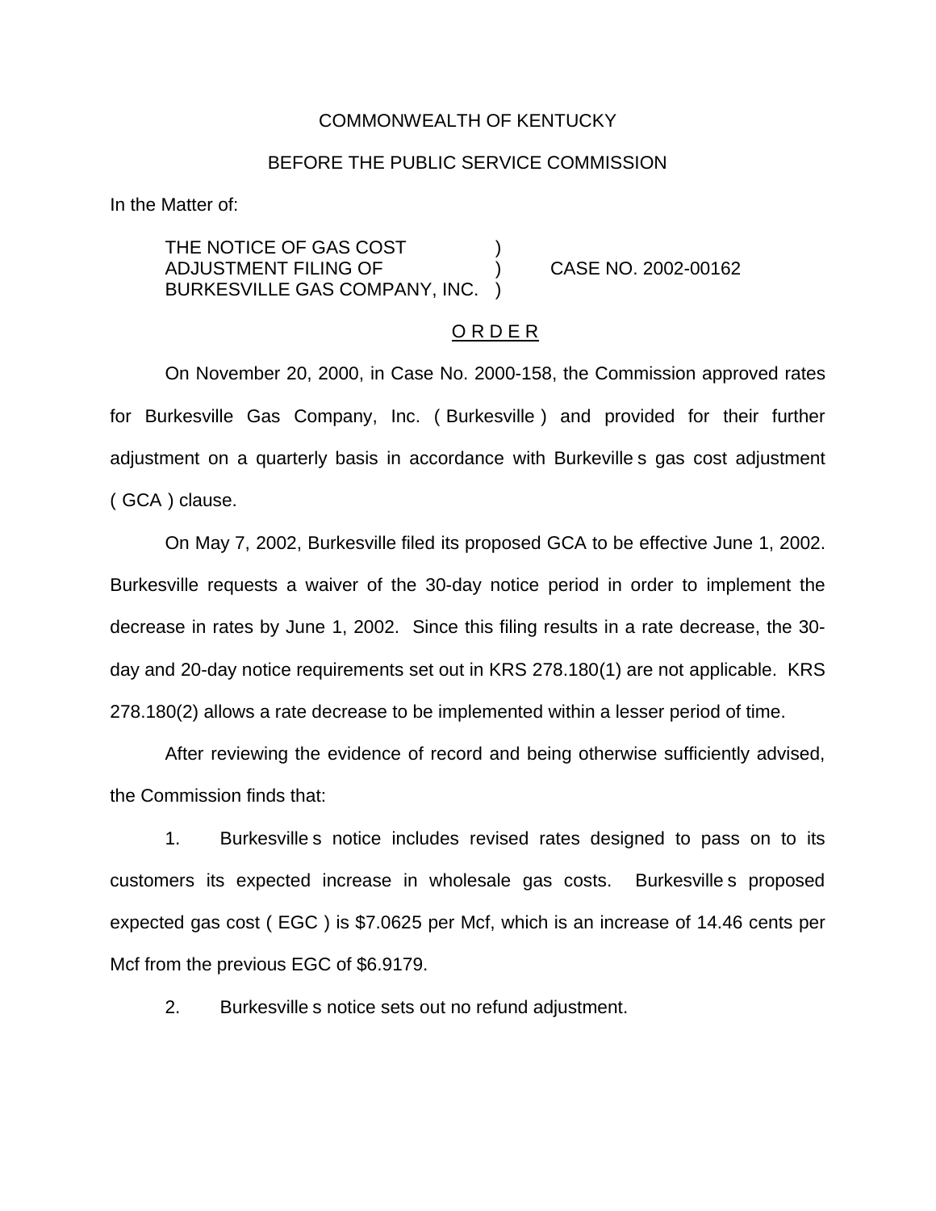COMMONWEALTH OF KENTUCKY

BEFORE THE PUBLIC SERVICE COMMISSION

In the Matter of:

THE NOTICE OF GAS COST ADJUSTMENT FILING OF BURKESVILLE GAS COMPANY, INC. ) CASE NO. 2002-00162

O R D E R

On November 20, 2000, in Case No. 2000-158, the Commission approved rates for Burkesville Gas Company, Inc. ( Burkesville ) and provided for their further adjustment on a quarterly basis in accordance with Burkeville s gas cost adjustment ( GCA ) clause.

On May 7, 2002, Burkesville filed its proposed GCA to be effective June 1, 2002. Burkesville requests a waiver of the 30-day notice period in order to implement the decrease in rates by June 1, 2002. Since this filing results in a rate decrease, the 30-day and 20-day notice requirements set out in KRS 278.180(1) are not applicable. KRS 278.180(2) allows a rate decrease to be implemented within a lesser period of time.

After reviewing the evidence of record and being otherwise sufficiently advised, the Commission finds that:

1. Burkesville s notice includes revised rates designed to pass on to its customers its expected increase in wholesale gas costs. Burkesville s proposed expected gas cost ( EGC ) is $7.0625 per Mcf, which is an increase of 14.46 cents per Mcf from the previous EGC of $6.9179.

2. Burkesville s notice sets out no refund adjustment.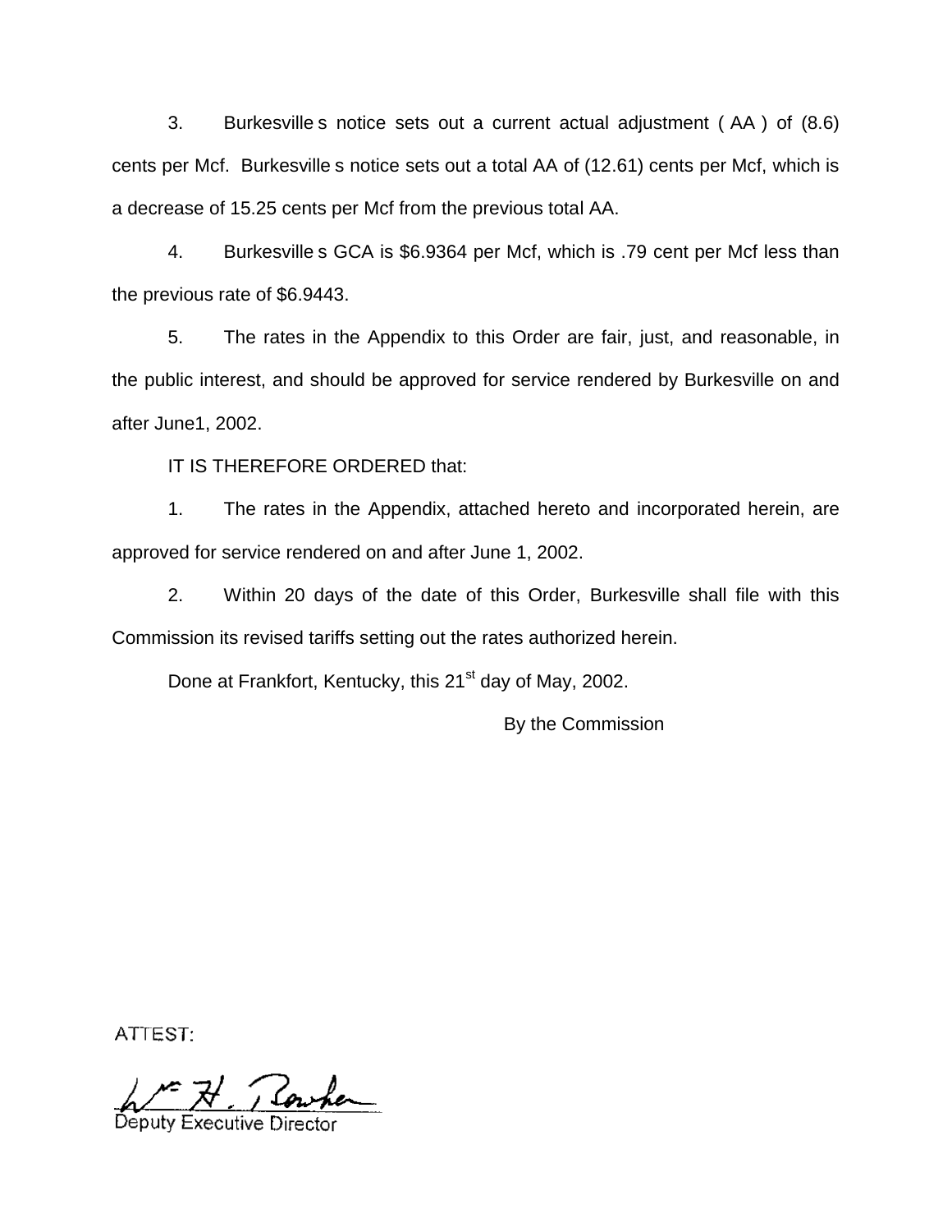3. Burkesville s notice sets out a current actual adjustment ( AA ) of (8.6) cents per Mcf. Burkesville s notice sets out a total AA of (12.61) cents per Mcf, which is a decrease of 15.25 cents per Mcf from the previous total AA.

4. Burkesville s GCA is $6.9364 per Mcf, which is .79 cent per Mcf less than the previous rate of $6.9443.

5. The rates in the Appendix to this Order are fair, just, and reasonable, in the public interest, and should be approved for service rendered by Burkesville on and after June1, 2002.

IT IS THEREFORE ORDERED that:

1. The rates in the Appendix, attached hereto and incorporated herein, are approved for service rendered on and after June 1, 2002.

2. Within 20 days of the date of this Order, Burkesville shall file with this Commission its revised tariffs setting out the rates authorized herein.

Done at Frankfort, Kentucky, this 21st day of May, 2002.

By the Commission

ATTEST:

Deputy Executive Director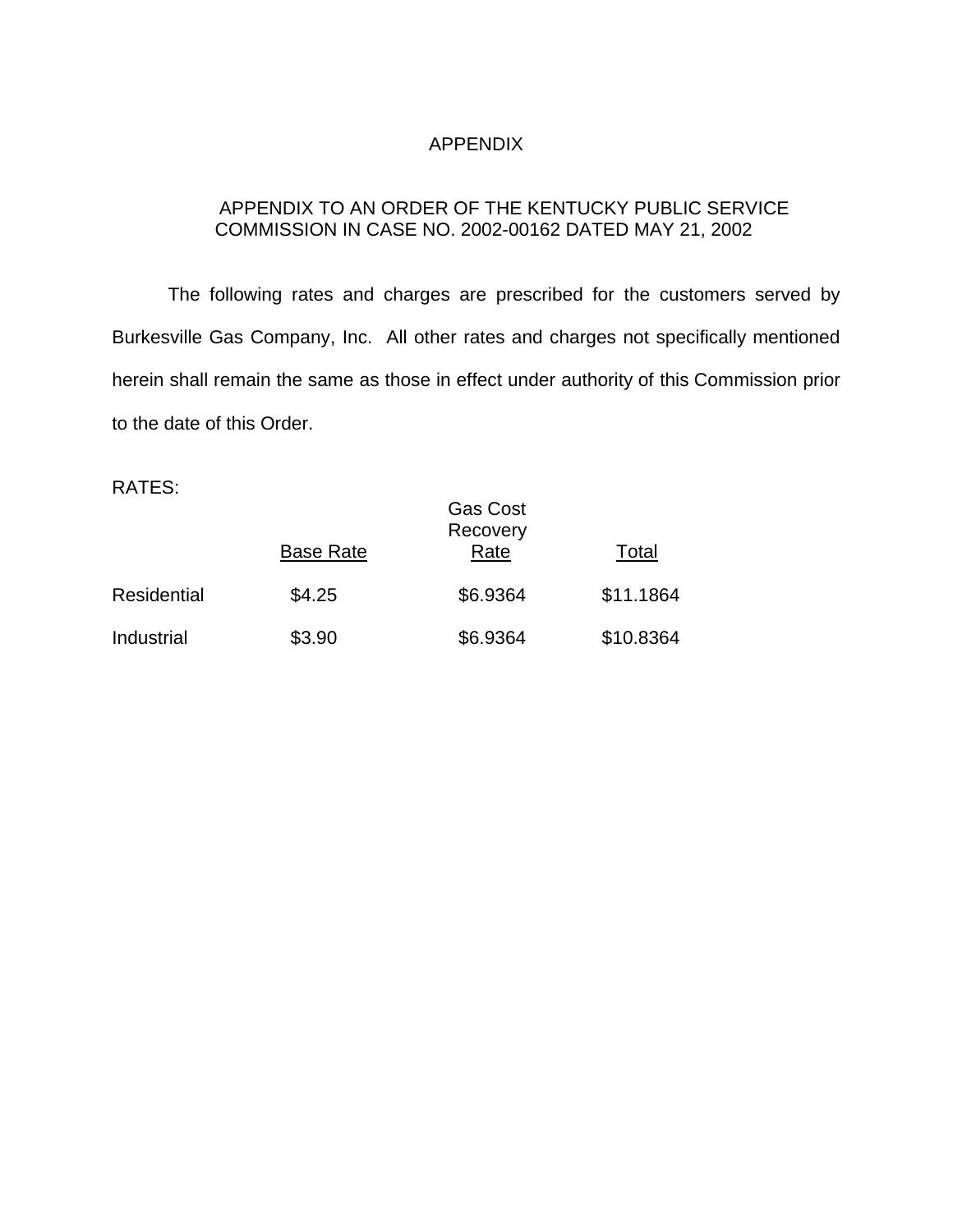# APPENDIX

APPENDIX TO AN ORDER OF THE KENTUCKY PUBLIC SERVICE COMMISSION IN CASE NO. 2002-00162 DATED MAY 21, 2002

The following rates and charges are prescribed for the customers served by Burkesville Gas Company, Inc. All other rates and charges not specifically mentioned herein shall remain the same as those in effect under authority of this Commission prior to the date of this Order.

RATES:

| | Base Rate | Gas Cost Recovery Rate | Total |
|---|---|---|---|
| Residential | $4.25 | $6.9364 | $11.1864 |
| Industrial | $3.90 | $6.9364 | $10.8364 |